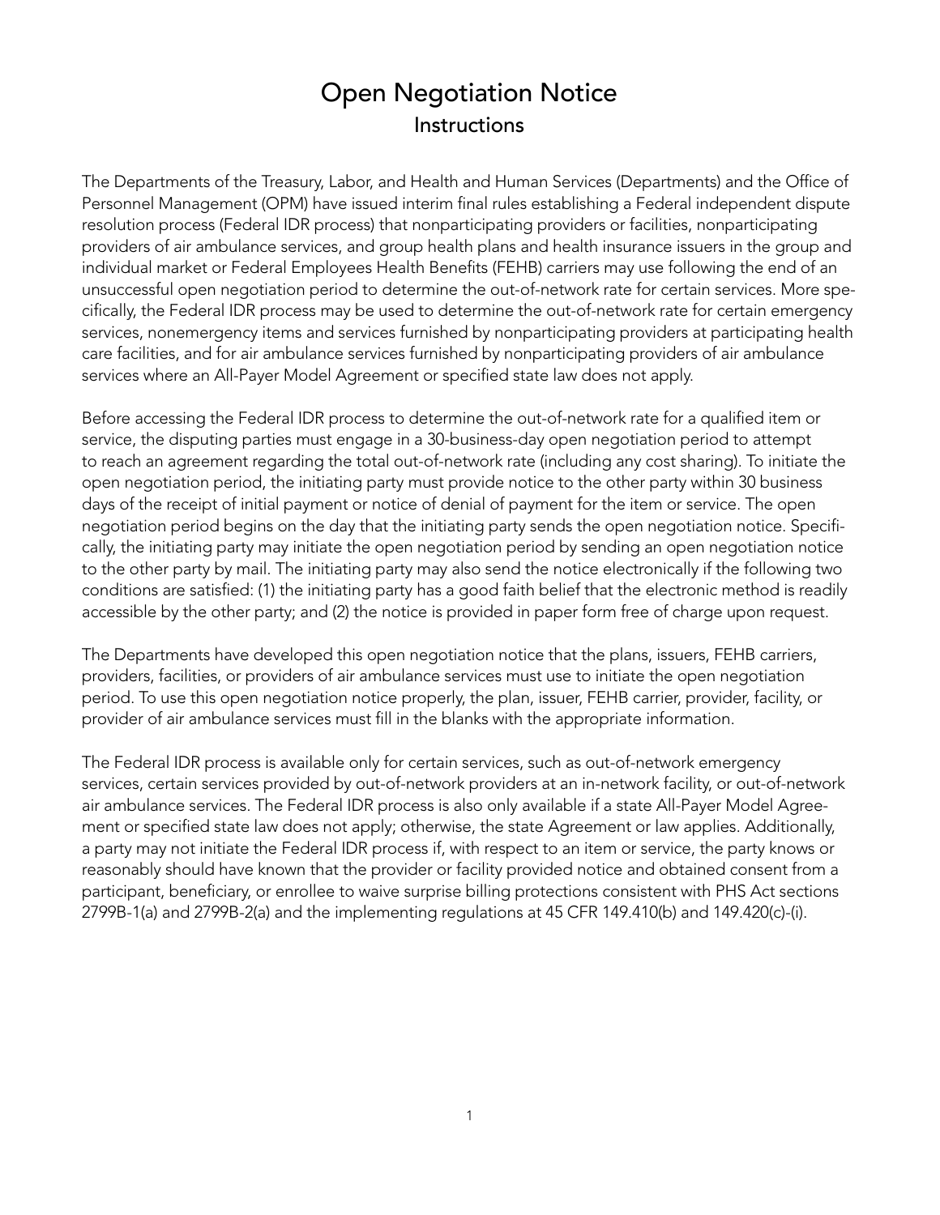# Open Negotiation Notice

## Instructions

The Departments of the Treasury, Labor, and Health and Human Services (Departments) and the Office of Personnel Management (OPM) have issued interim final rules establishing a Federal independent dispute resolution process (Federal IDR process) that nonparticipating providers or facilities, nonparticipating providers of air ambulance services, and group health plans and health insurance issuers in the group and individual market or Federal Employees Health Benefits (FEHB) carriers may use following the end of an unsuccessful open negotiation period to determine the out-of-network rate for certain services. More specifically, the Federal IDR process may be used to determine the out-of-network rate for certain emergency services, nonemergency items and services furnished by nonparticipating providers at participating health care facilities, and for air ambulance services furnished by nonparticipating providers of air ambulance services where an All-Payer Model Agreement or specified state law does not apply.

Before accessing the Federal IDR process to determine the out-of-network rate for a qualified item or service, the disputing parties must engage in a 30-business-day open negotiation period to attempt to reach an agreement regarding the total out-of-network rate (including any cost sharing). To initiate the open negotiation period, the initiating party must provide notice to the other party within 30 business days of the receipt of initial payment or notice of denial of payment for the item or service. The open negotiation period begins on the day that the initiating party sends the open negotiation notice. Specifically, the initiating party may initiate the open negotiation period by sending an open negotiation notice to the other party by mail. The initiating party may also send the notice electronically if the following two conditions are satisfied: (1) the initiating party has a good faith belief that the electronic method is readily accessible by the other party; and (2) the notice is provided in paper form free of charge upon request.

The Departments have developed this open negotiation notice that the plans, issuers, FEHB carriers, providers, facilities, or providers of air ambulance services must use to initiate the open negotiation period. To use this open negotiation notice properly, the plan, issuer, FEHB carrier, provider, facility, or provider of air ambulance services must fill in the blanks with the appropriate information.

The Federal IDR process is available only for certain services, such as out-of-network emergency services, certain services provided by out-of-network providers at an in-network facility, or out-of-network air ambulance services. The Federal IDR process is also only available if a state All-Payer Model Agreement or specified state law does not apply; otherwise, the state Agreement or law applies. Additionally, a party may not initiate the Federal IDR process if, with respect to an item or service, the party knows or reasonably should have known that the provider or facility provided notice and obtained consent from a participant, beneficiary, or enrollee to waive surprise billing protections consistent with PHS Act sections 2799B-1(a) and 2799B-2(a) and the implementing regulations at 45 CFR 149.410(b) and 149.420(c)-(i).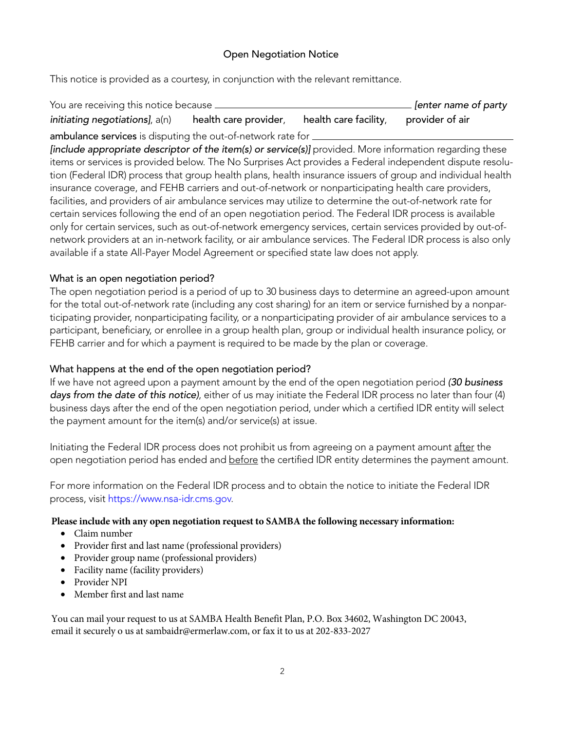# Open Negotiation Notice

This notice is provided as a courtesy, in conjunction with the relevant remittance.

You are receiving this notice because ______________________________ *[enter name of party initiating negotiations]*, a(n) health care provider, health care facility, provider of air ambulance services is disputing the out-of-network rate for ______________________________ *[include appropriate descriptor of the item(s) or service(s)]* provided. More information regarding these items or services is provided below. The No Surprises Act provides a Federal independent dispute resolution (Federal IDR) process that group health plans, health insurance issuers of group and individual health insurance coverage, and FEHB carriers and out-of-network or nonparticipating health care providers, facilities, and providers of air ambulance services may utilize to determine the out-of-network rate for certain services following the end of an open negotiation period. The Federal IDR process is available only for certain services, such as out-of-network emergency services, certain services provided by out-of-network providers at an in-network facility, or air ambulance services. The Federal IDR process is also only available if a state All-Payer Model Agreement or specified state law does not apply.

## What is an open negotiation period?

The open negotiation period is a period of up to 30 business days to determine an agreed-upon amount for the total out-of-network rate (including any cost sharing) for an item or service furnished by a nonparticipating provider, nonparticipating facility, or a nonparticipating provider of air ambulance services to a participant, beneficiary, or enrollee in a group health plan, group or individual health insurance policy, or FEHB carrier and for which a payment is required to be made by the plan or coverage.

## What happens at the end of the open negotiation period?

If we have not agreed upon a payment amount by the end of the open negotiation period *(30 business days from the date of this notice)*, either of us may initiate the Federal IDR process no later than four (4) business days after the end of the open negotiation period, under which a certified IDR entity will select the payment amount for the item(s) and/or service(s) at issue.

Initiating the Federal IDR process does not prohibit us from agreeing on a payment amount after the open negotiation period has ended and before the certified IDR entity determines the payment amount.

For more information on the Federal IDR process and to obtain the notice to initiate the Federal IDR process, visit https://www.nsa-idr.cms.gov.

**Please include with any open negotiation request to SAMBA the following necessary information:**

- Claim number
- Provider first and last name (professional providers)
- Provider group name (professional providers)
- Facility name (facility providers)
- Provider NPI
- Member first and last name

You can mail your request to us at SAMBA Health Benefit Plan, P.O. Box 34602, Washington DC 20043, email it securely o us at sambaidr@ermerlaw.com, or fax it to us at 202-833-2027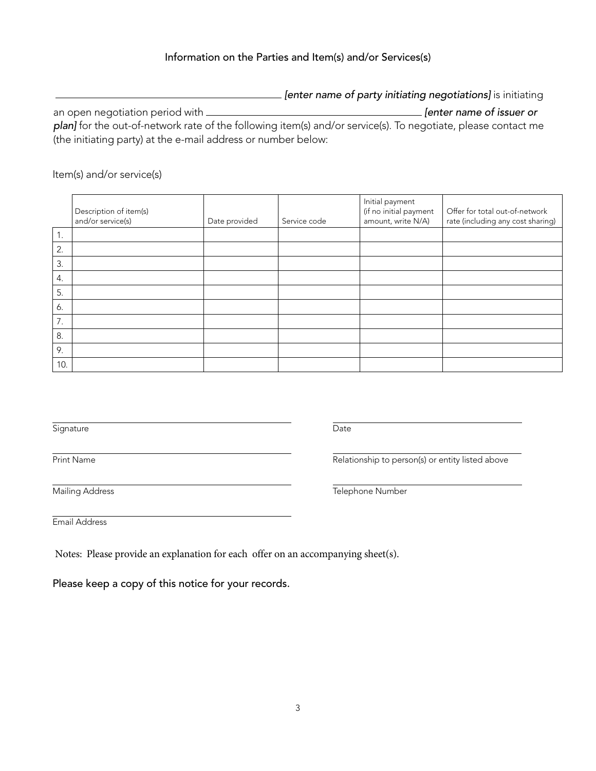## Information on the Parties and Item(s) and/or Services(s)

______________________________ *[enter name of party initiating negotiations]* is initiating an open negotiation period with ______________________________ *[enter name of issuer or plan]* for the out-of-network rate of the following item(s) and/or service(s). To negotiate, please contact me (the initiating party) at the e-mail address or number below:

Item(s) and/or service(s)

| | Description of item(s) and/or service(s) | Date provided | Service code | Initial payment (if no initial payment amount, write N/A) | Offer for total out-of-network rate (including any cost sharing) |
|---|---|---|---|---|---|
| 1. | | | | | |
| 2. | | | | | |
| 3. | | | | | |
| 4. | | | | | |
| 5. | | | | | |
| 6. | | | | | |
| 7. | | | | | |
| 8. | | | | | |
| 9. | | | | | |
| 10. | | | | | |

______________________________
Signature

______________________________
Date

______________________________
Print Name

______________________________
Relationship to person(s) or entity listed above

______________________________
Mailing Address

______________________________
Telephone Number

______________________________
Email Address

Notes: Please provide an explanation for each offer on an accompanying sheet(s).

Please keep a copy of this notice for your records.